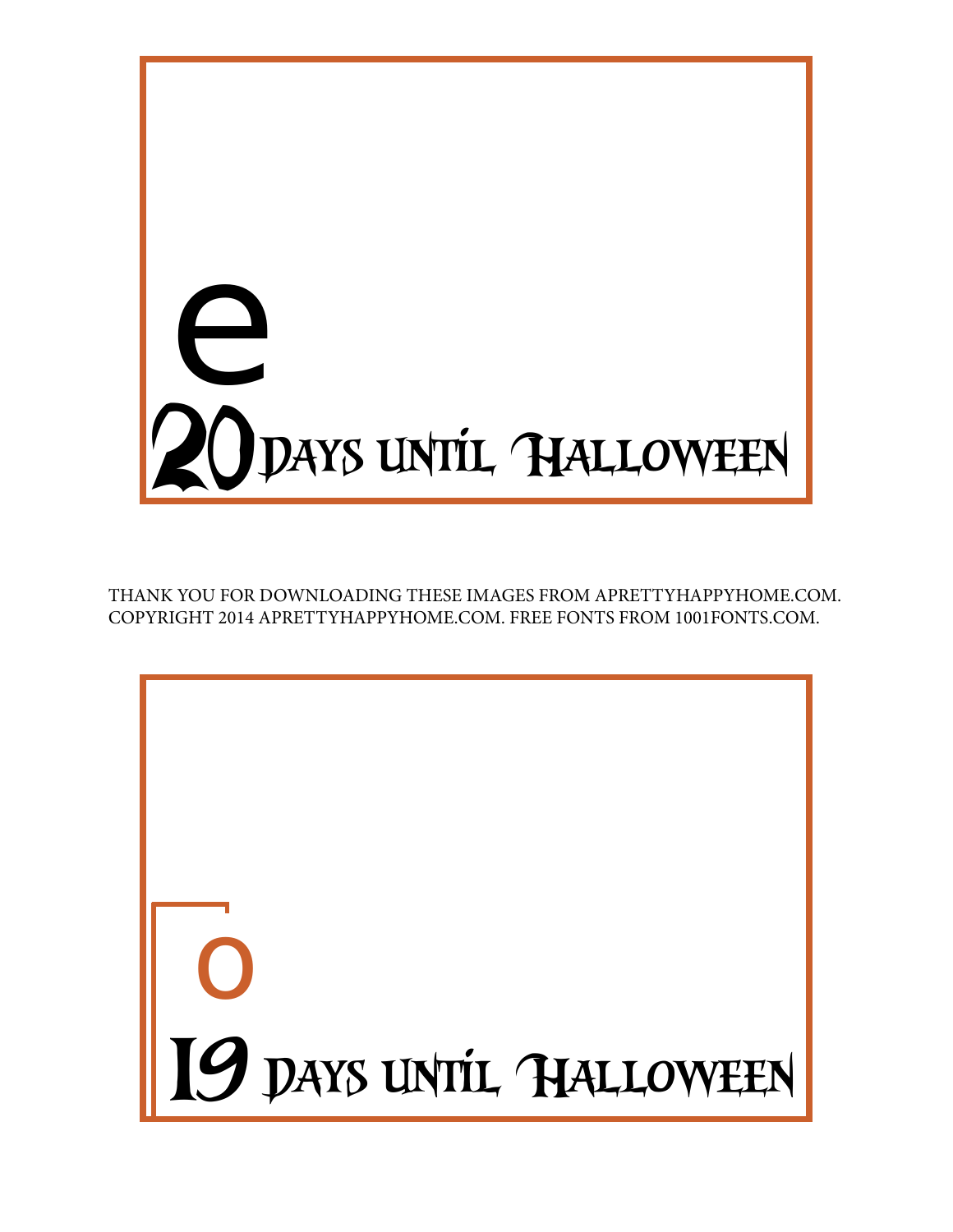e

20 Days until Halloween

THANK YOU FOR DOWNLOADING THESE IMAGES FROM APRETTYHAPPYHOME.COM.
COPYRIGHT 2014 APRETTYHAPPYHOME.COM. FREE FONTS FROM 1001FONTS.COM.

o

19 Days until Halloween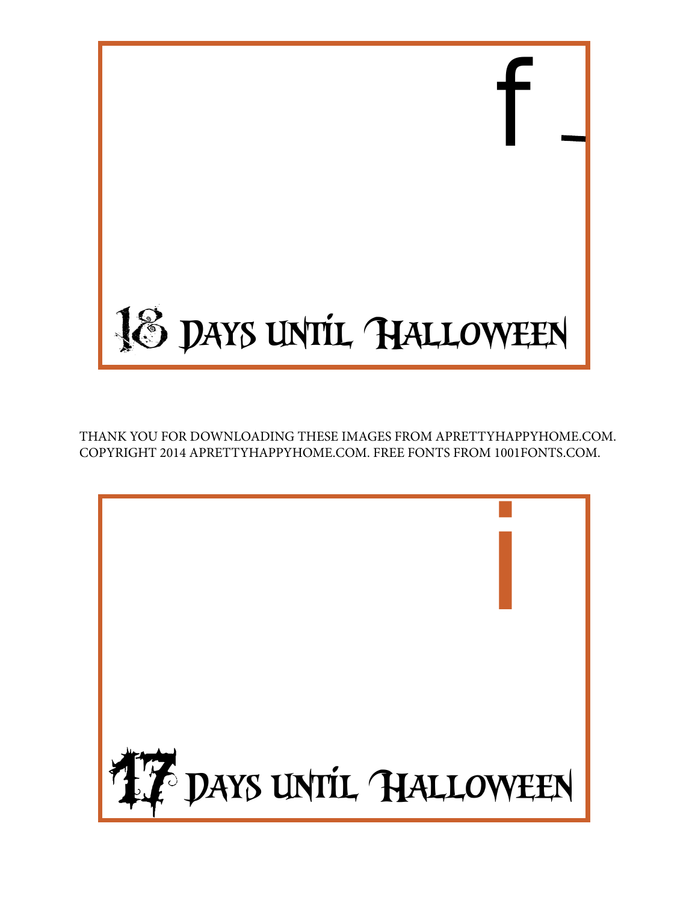f _

18 Days until Halloween

THANK YOU FOR DOWNLOADING THESE IMAGES FROM APRETTYHAPPYHOME.COM.
COPYRIGHT 2014 APRETTYHAPPYHOME.COM. FREE FONTS FROM 1001FONTS.COM.

i

17 Days until Halloween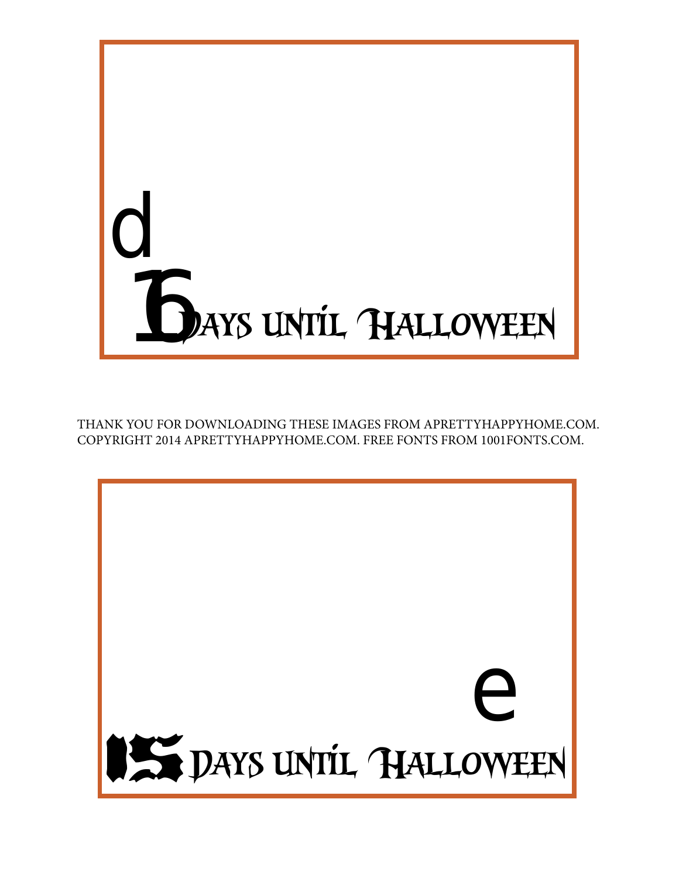d

16 Days until Halloween

THANK YOU FOR DOWNLOADING THESE IMAGES FROM APRETTYHAPPYHOME.COM.
COPYRIGHT 2014 APRETTYHAPPYHOME.COM. FREE FONTS FROM 1001FONTS.COM.

e

15 Days until Halloween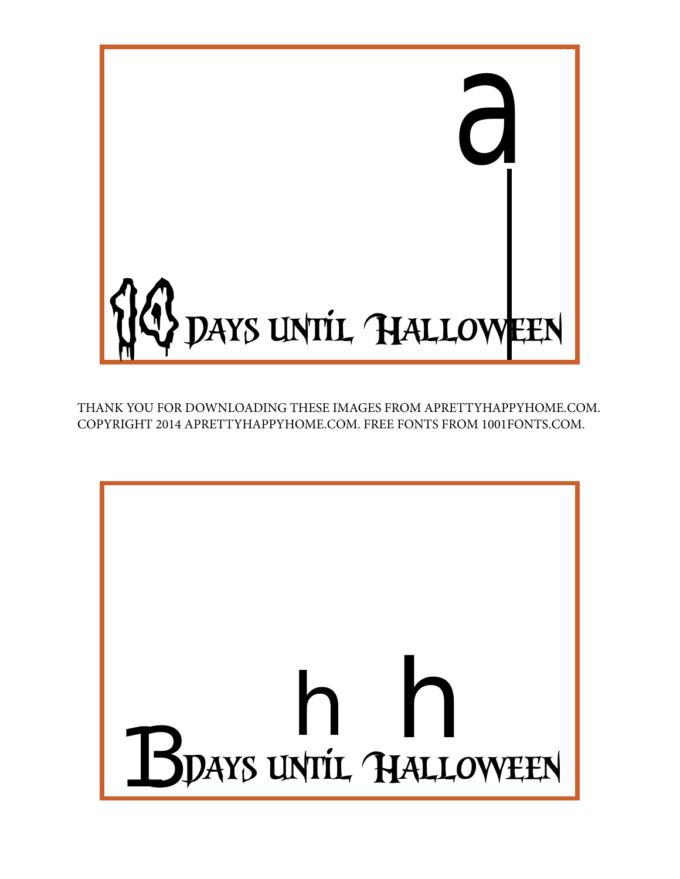14 Days until Halloween

THANK YOU FOR DOWNLOADING THESE IMAGES FROM APRETTYHAPPYHOME.COM.
COPYRIGHT 2014 APRETTYHAPPYHOME.COM. FREE FONTS FROM 1001FONTS.COM.

13 Days until Halloween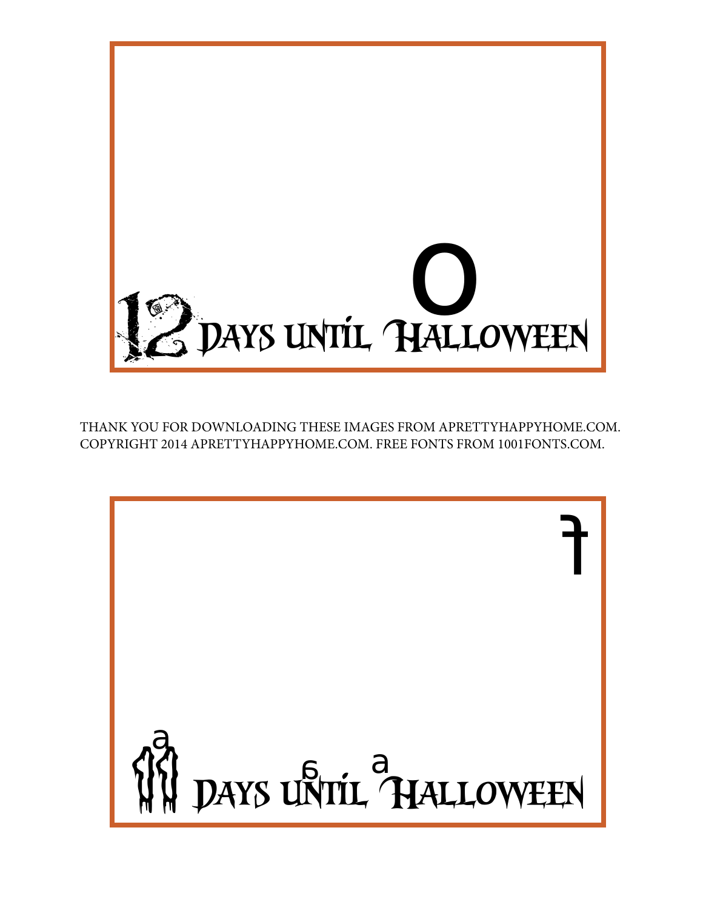12 Days until Halloween

THANK YOU FOR DOWNLOADING THESE IMAGES FROM APRETTYHAPPYHOME.COM.
COPYRIGHT 2014 APRETTYHAPPYHOME.COM. FREE FONTS FROM 1001FONTS.COM.

11 Days until Halloween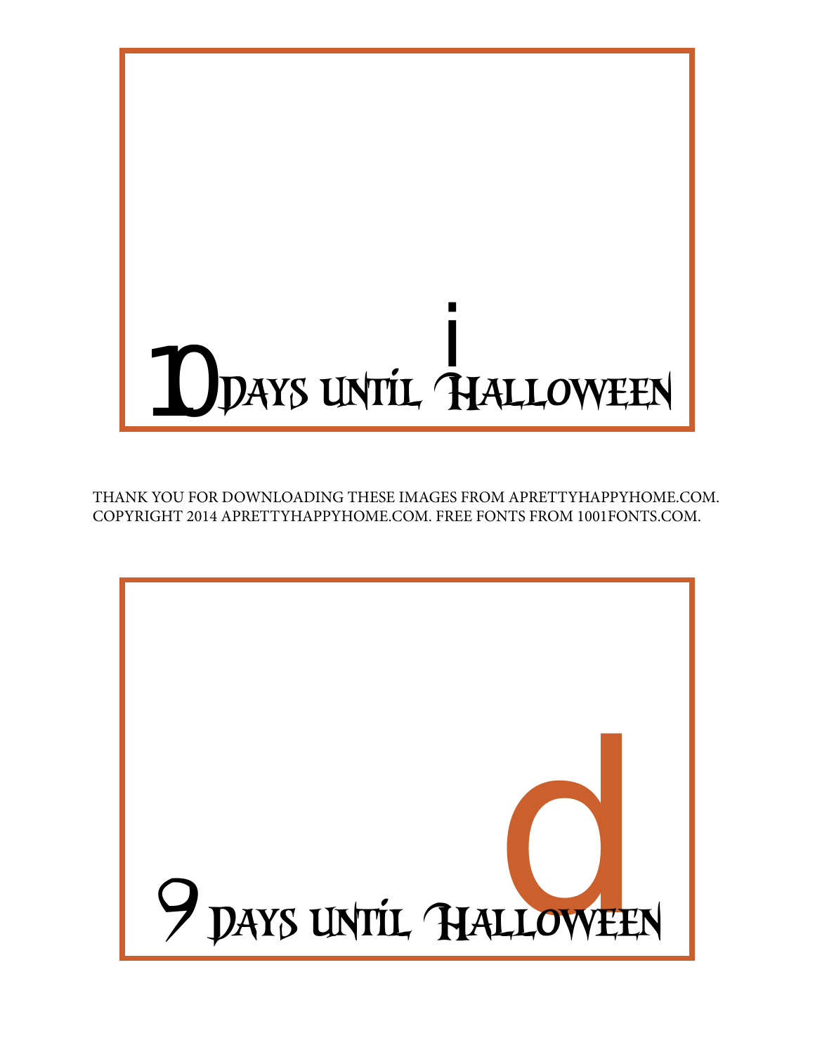10 Days until Halloween

THANK YOU FOR DOWNLOADING THESE IMAGES FROM APRETTYHAPPYHOME.COM.
COPYRIGHT 2014 APRETTYHAPPYHOME.COM. FREE FONTS FROM 1001FONTS.COM.

9 Days until Halloween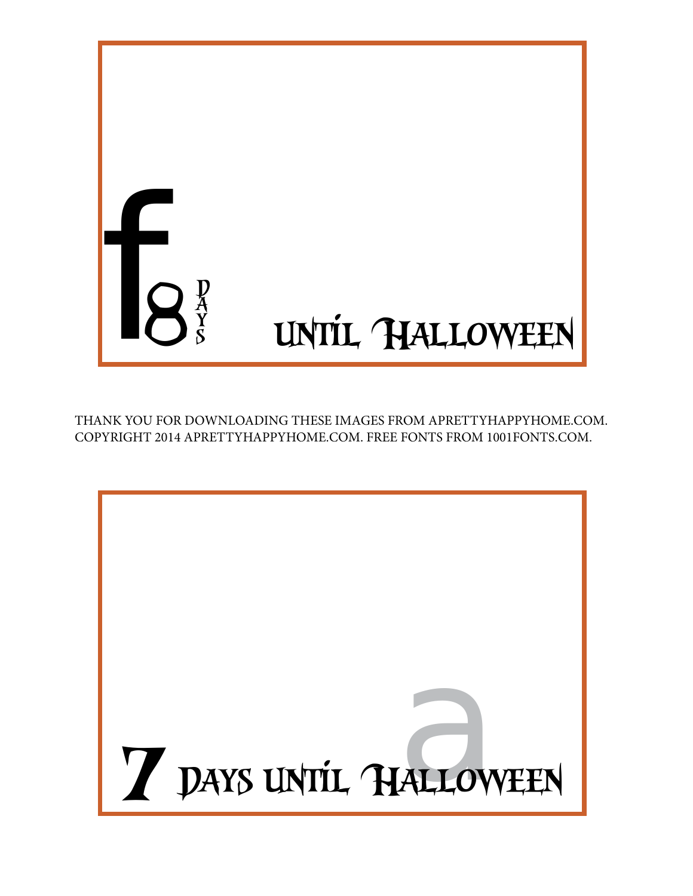f8 DAYS until Halloween

THANK YOU FOR DOWNLOADING THESE IMAGES FROM APRETTYHAPPYHOME.COM. COPYRIGHT 2014 APRETTYHAPPYHOME.COM. FREE FONTS FROM 1001FONTS.COM.

a

7 DAYS until Halloween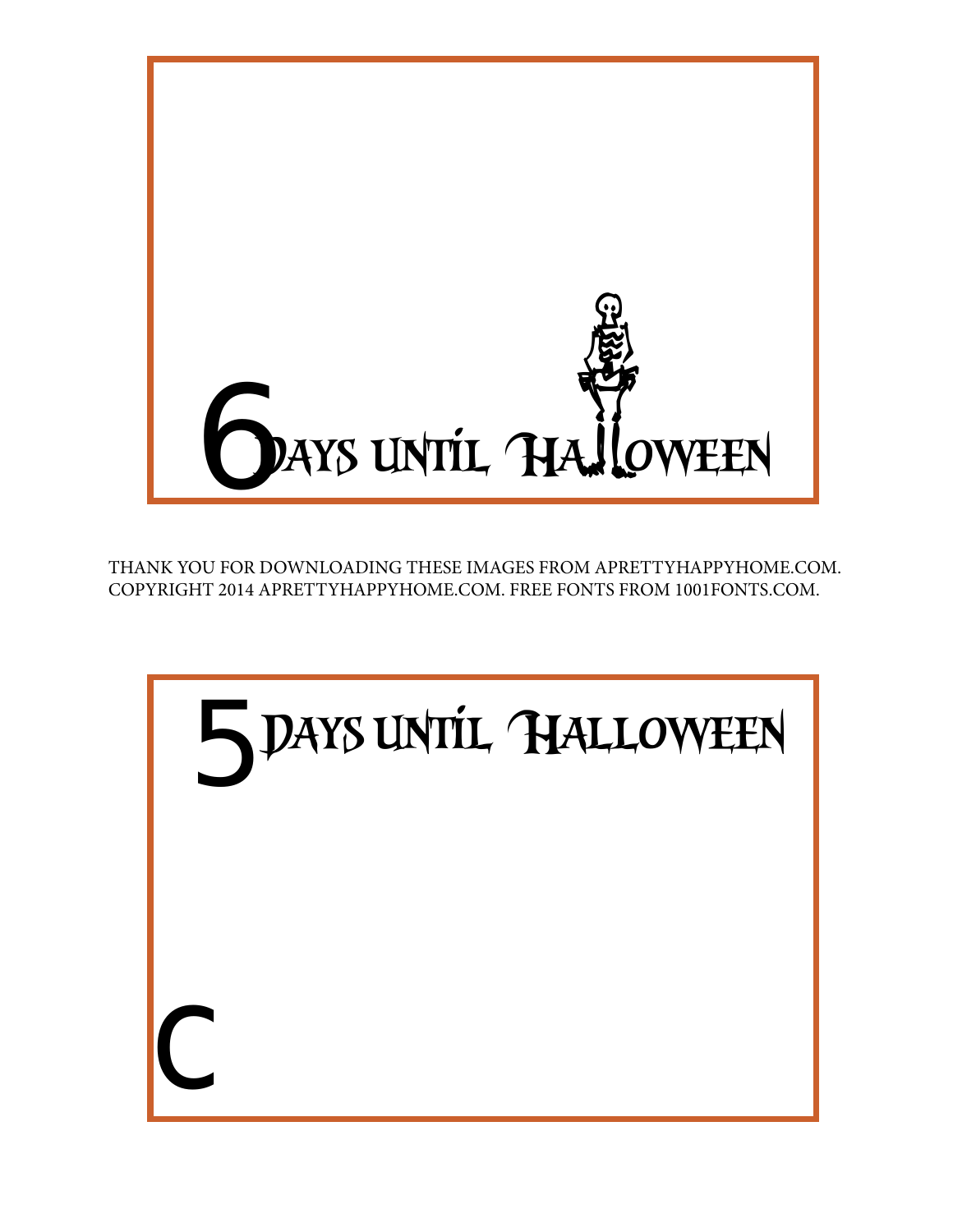6 Days until Halloween

THANK YOU FOR DOWNLOADING THESE IMAGES FROM APRETTYHAPPYHOME.COM. COPYRIGHT 2014 APRETTYHAPPYHOME.COM. FREE FONTS FROM 1001FONTS.COM.

5 Days until Halloween

C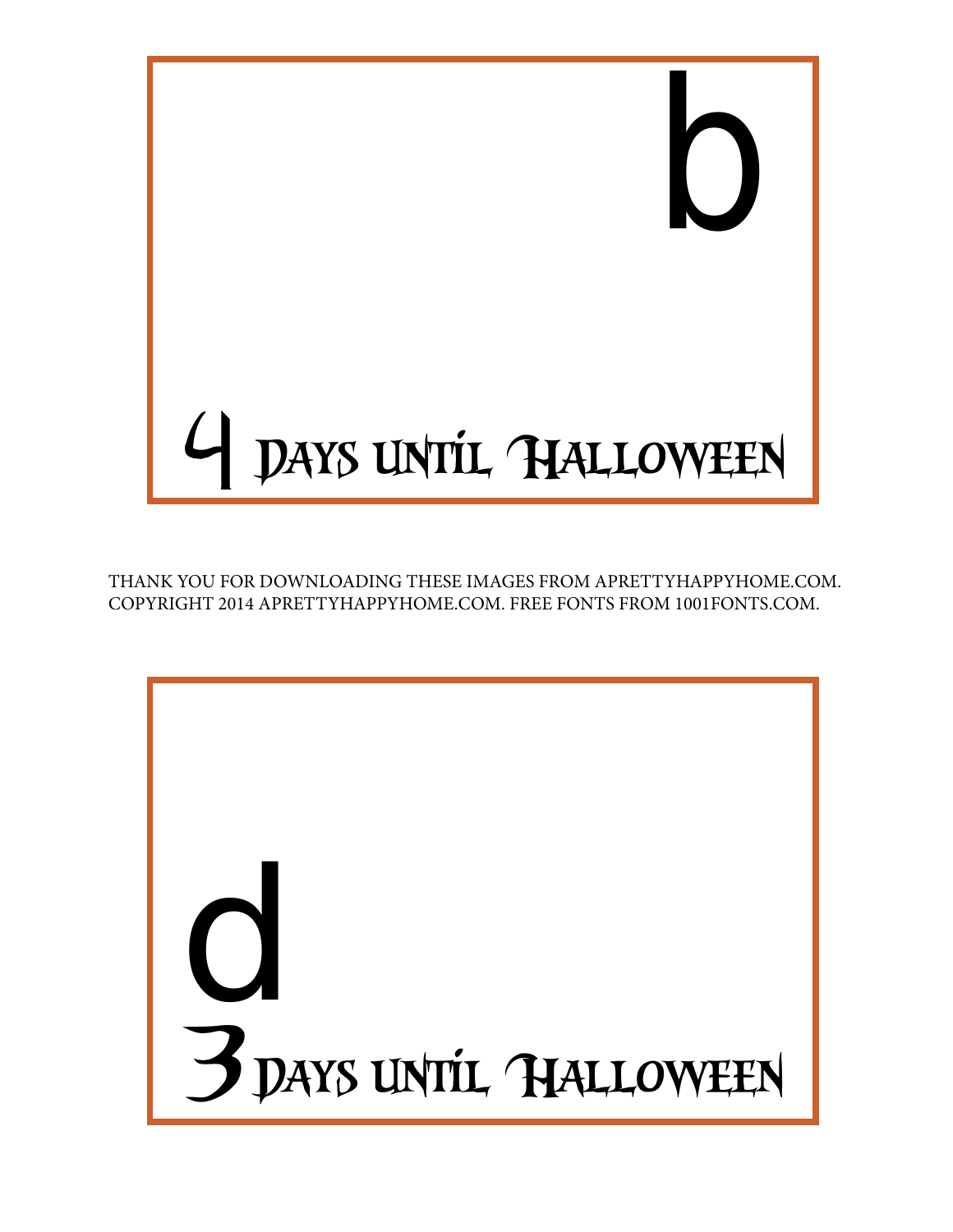b

4 Days until Halloween

THANK YOU FOR DOWNLOADING THESE IMAGES FROM APRETTYHAPPYHOME.COM.
COPYRIGHT 2014 APRETTYHAPPYHOME.COM. FREE FONTS FROM 1001FONTS.COM.

d

3 Days until Halloween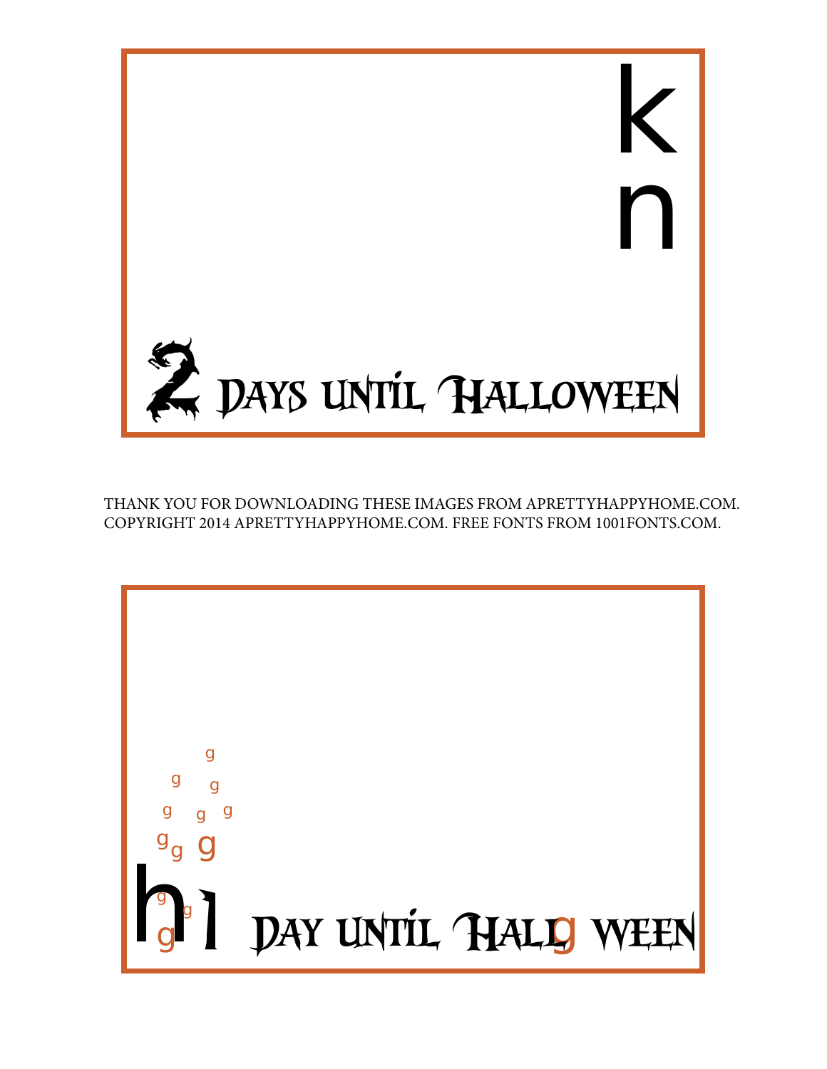k

n

2 Days until Halloween

THANK YOU FOR DOWNLOADING THESE IMAGES FROM APRETTYHAPPYHOME.COM. COPYRIGHT 2014 APRETTYHAPPYHOME.COM. FREE FONTS FROM 1001FONTS.COM.

g

g g

g g g

g g g

h 1 Day until Hallg ween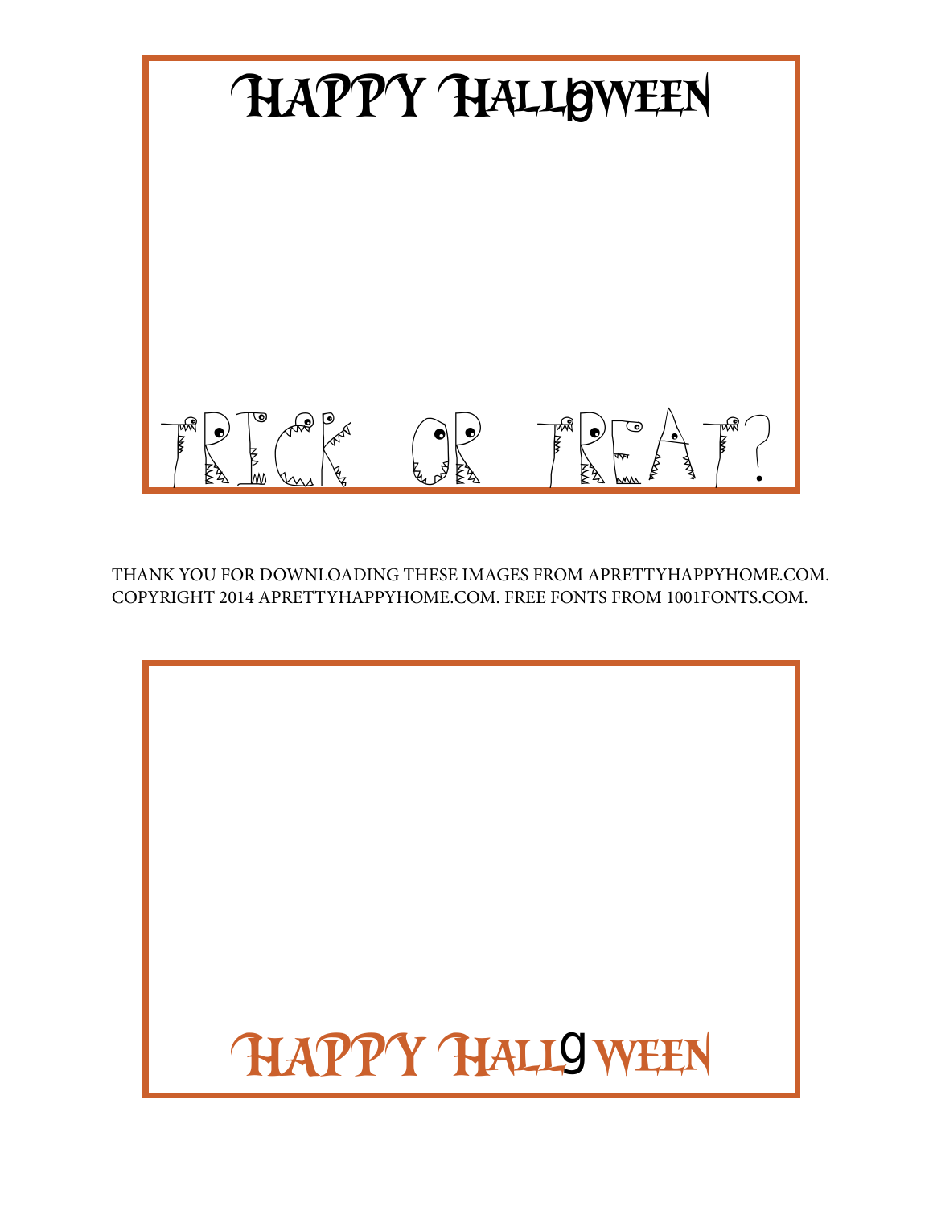# HAPPY HALLOWEEN

TRICK OR TREAT?

THANK YOU FOR DOWNLOADING THESE IMAGES FROM APRETTYHAPPYHOME.COM.
COPYRIGHT 2014 APRETTYHAPPYHOME.COM. FREE FONTS FROM 1001FONTS.COM.

# HAPPY HALLOWEEN